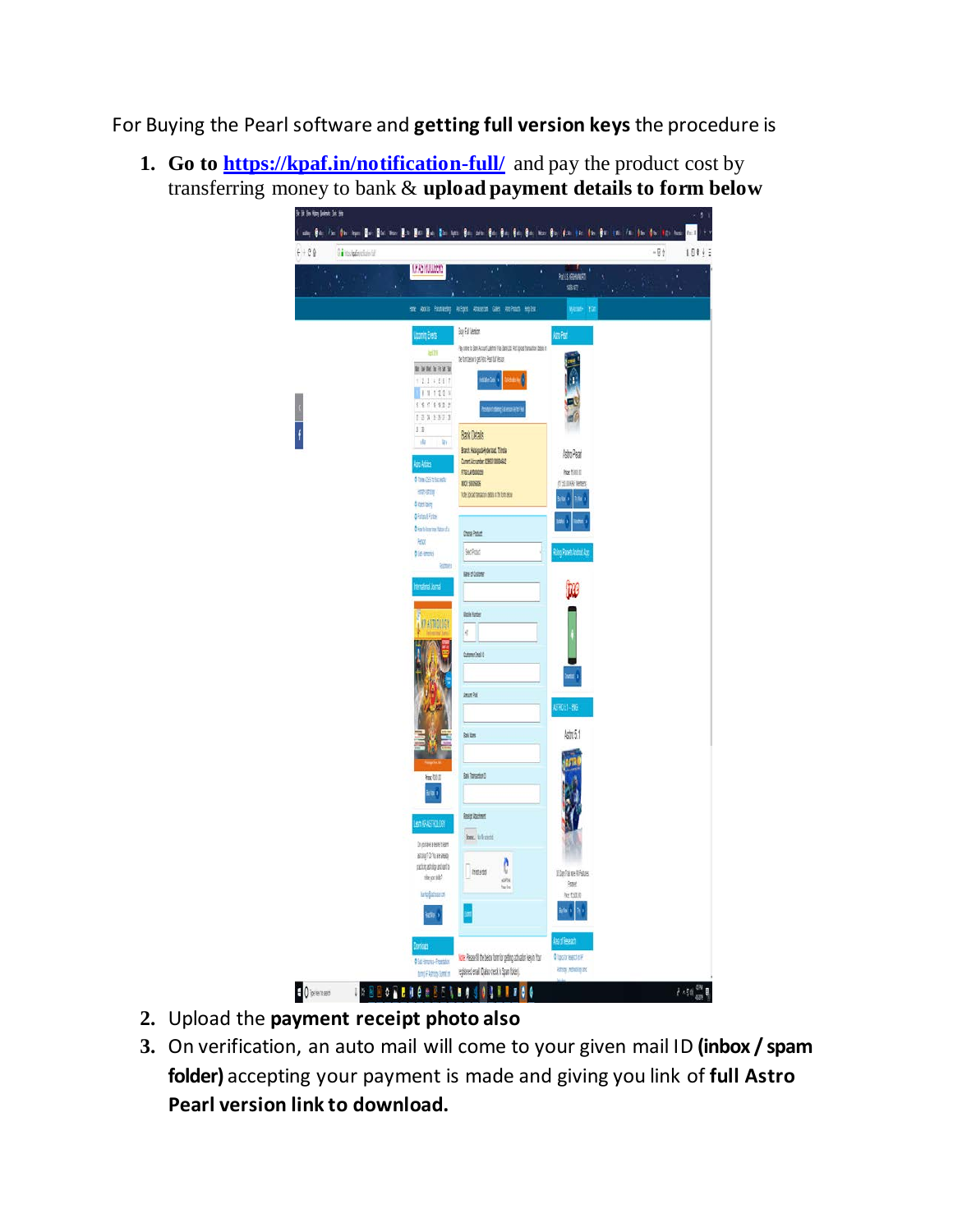For Buying the Pearl software and **getting full version keys** the procedure is

1. **Go to [https://kpaf.in/notification-full/](https://kpaf.in/notification-full/)** and pay the product cost by transferring money to bank & **upload payment details to form below**
2. Upload the **payment receipt photo also**
3. On verification, an auto mail will come to your given mail ID **(inbox / spam folder)** accepting your payment is made and giving you link of **full Astro Pearl version link to download.**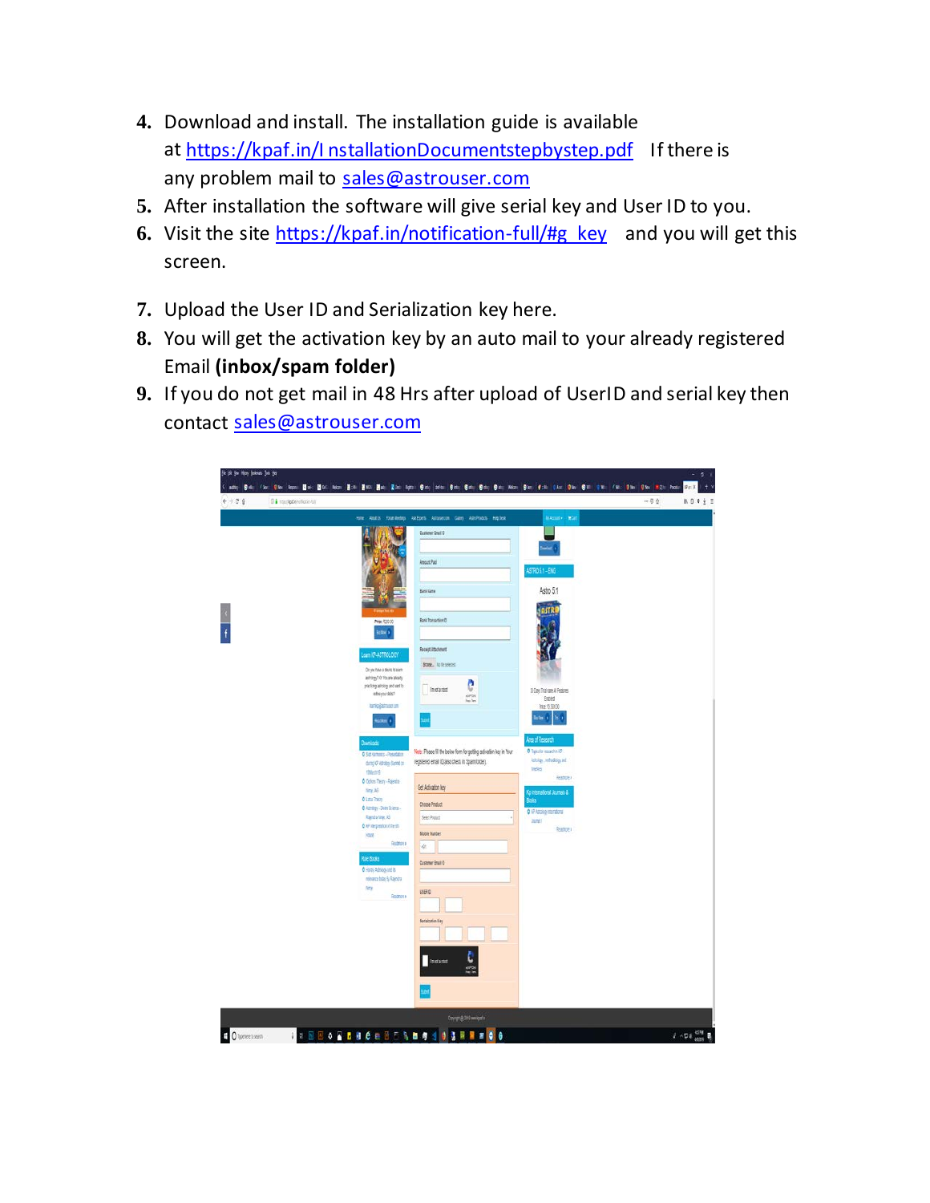4. Download and install. The installation guide is available at https://kpaf.in/InstallationDocumentstepbystep.pdf If there is any problem mail to sales@astrouser.com
5. After installation the software will give serial key and User ID to you.
6. Visit the site https://kpaf.in/notification-full/#g_key and you will get this screen.
7. Upload the User ID and Serialization key here.
8. You will get the activation key by an auto mail to your already registered Email **(inbox/spam folder)**
9. If you do not get mail in 48 Hrs after upload of UserID and serial key then contact sales@astrouser.com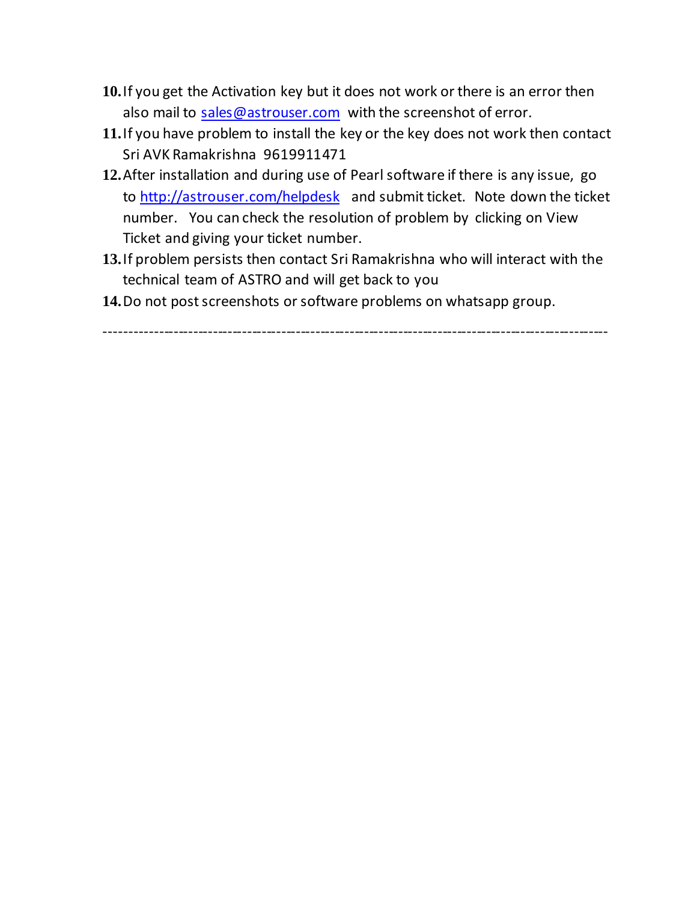10. If you get the Activation key but it does not work or there is an error then also mail to sales@astrouser.com with the screenshot of error.
11. If you have problem to install the key or the key does not work then contact Sri AVK Ramakrishna 9619911471
12. After installation and during use of Pearl software if there is any issue, go to http://astrouser.com/helpdesk and submit ticket. Note down the ticket number. You can check the resolution of problem by clicking on View Ticket and giving your ticket number.
13. If problem persists then contact Sri Ramakrishna who will interact with the technical team of ASTRO and will get back to you
14. Do not post screenshots or software problems on whatsapp group.

---